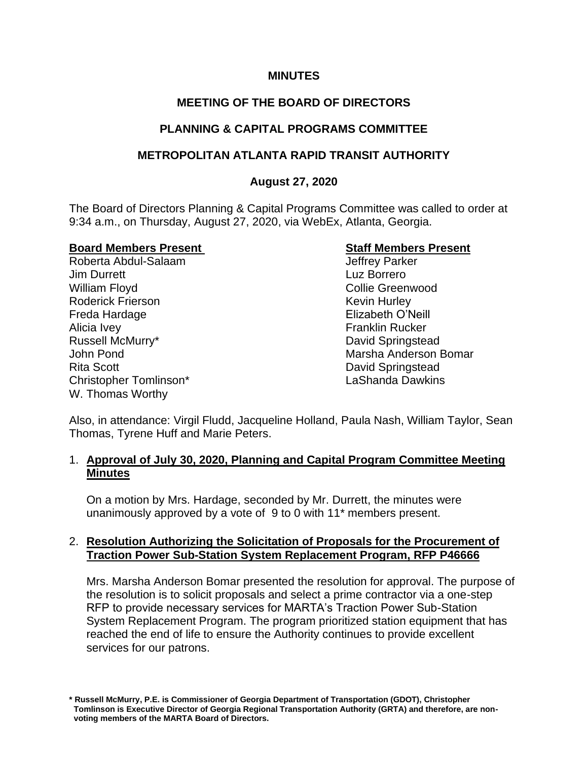**MINUTES**

**MEETING OF THE BOARD OF DIRECTORS**

**PLANNING & CAPITAL PROGRAMS COMMITTEE**

**METROPOLITAN ATLANTA RAPID TRANSIT AUTHORITY**

**August 27, 2020**

The Board of Directors Planning & Capital Programs Committee was called to order at 9:34 a.m., on Thursday, August 27, 2020, via WebEx, Atlanta, Georgia.

| **Board Members Present** | **Staff Members Present** |
|---|---|
| Roberta Abdul-Salaam | Jeffrey Parker |
| Jim Durrett | Luz Borrero |
| William Floyd | Collie Greenwood |
| Roderick Frierson | Kevin Hurley |
| Freda Hardage | Elizabeth O'Neill |
| Alicia Ivey | Franklin Rucker |
| Russell McMurry* | David Springstead |
| John Pond | Marsha Anderson Bomar |
| Rita Scott | David Springstead |
| Christopher Tomlinson* | LaShanda Dawkins |
| W. Thomas Worthy | |

Also, in attendance: Virgil Fludd, Jacqueline Holland, Paula Nash, William Taylor, Sean Thomas, Tyrene Huff and Marie Peters.

1. **Approval of July 30, 2020, Planning and Capital Program Committee Meeting Minutes**

   On a motion by Mrs. Hardage, seconded by Mr. Durrett, the minutes were unanimously approved by a vote of 9 to 0 with 11* members present.

2. **Resolution Authorizing the Solicitation of Proposals for the Procurement of Traction Power Sub-Station System Replacement Program, RFP P46666**

   Mrs. Marsha Anderson Bomar presented the resolution for approval. The purpose of the resolution is to solicit proposals and select a prime contractor via a one-step RFP to provide necessary services for MARTA's Traction Power Sub-Station System Replacement Program. The program prioritized station equipment that has reached the end of life to ensure the Authority continues to provide excellent services for our patrons.

**\* Russell McMurry, P.E. is Commissioner of Georgia Department of Transportation (GDOT), Christopher Tomlinson is Executive Director of Georgia Regional Transportation Authority (GRTA) and therefore, are non-voting members of the MARTA Board of Directors.**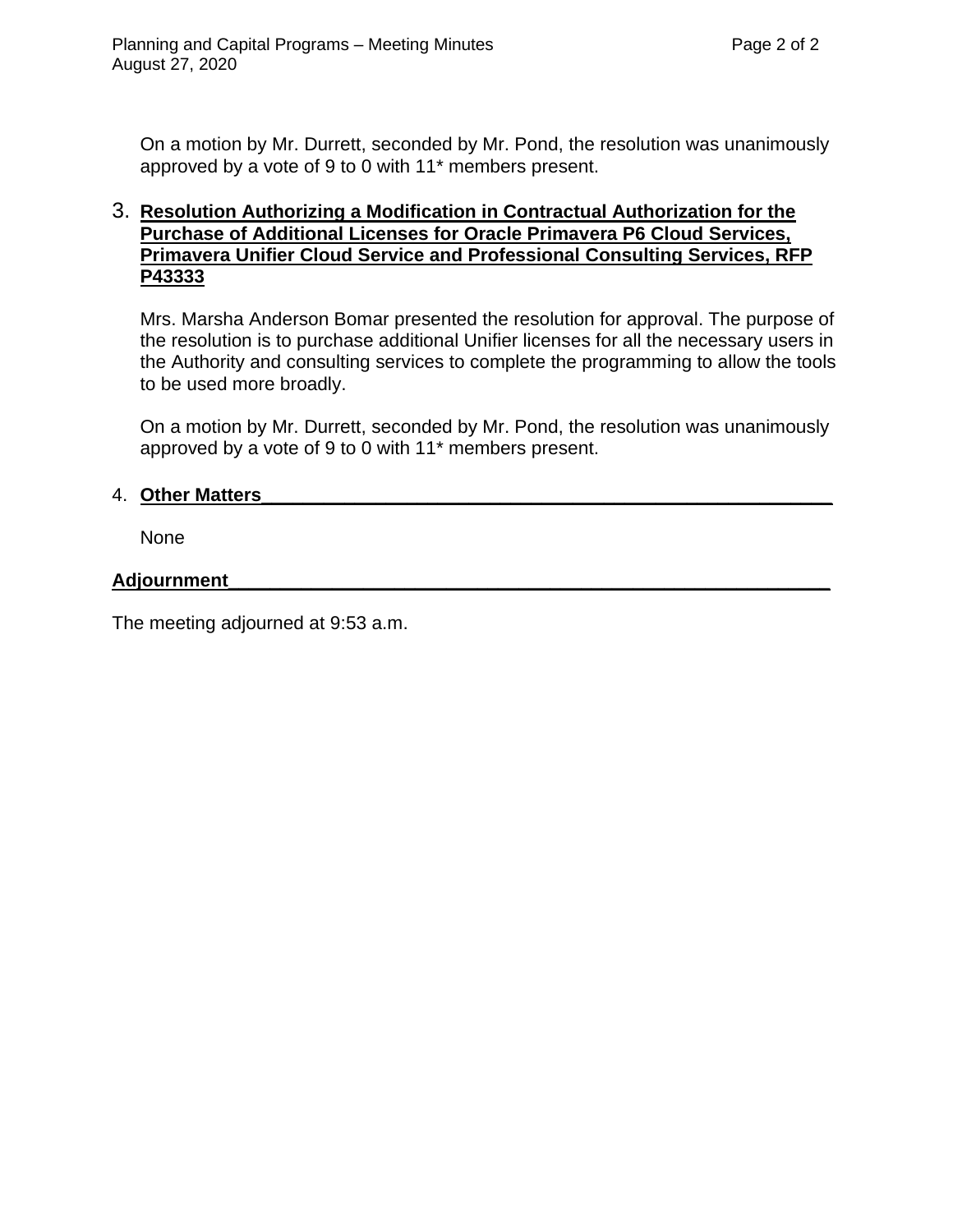On a motion by Mr. Durrett, seconded by Mr. Pond, the resolution was unanimously approved by a vote of 9 to 0 with 11* members present.

3. **Resolution Authorizing a Modification in Contractual Authorization for the Purchase of Additional Licenses for Oracle Primavera P6 Cloud Services, Primavera Unifier Cloud Service and Professional Consulting Services, RFP P43333**

   Mrs. Marsha Anderson Bomar presented the resolution for approval. The purpose of the resolution is to purchase additional Unifier licenses for all the necessary users in the Authority and consulting services to complete the programming to allow the tools to be used more broadly.

   On a motion by Mr. Durrett, seconded by Mr. Pond, the resolution was unanimously approved by a vote of 9 to 0 with 11* members present.

4. **Other Matters**

   None

**Adjournment**

The meeting adjourned at 9:53 a.m.